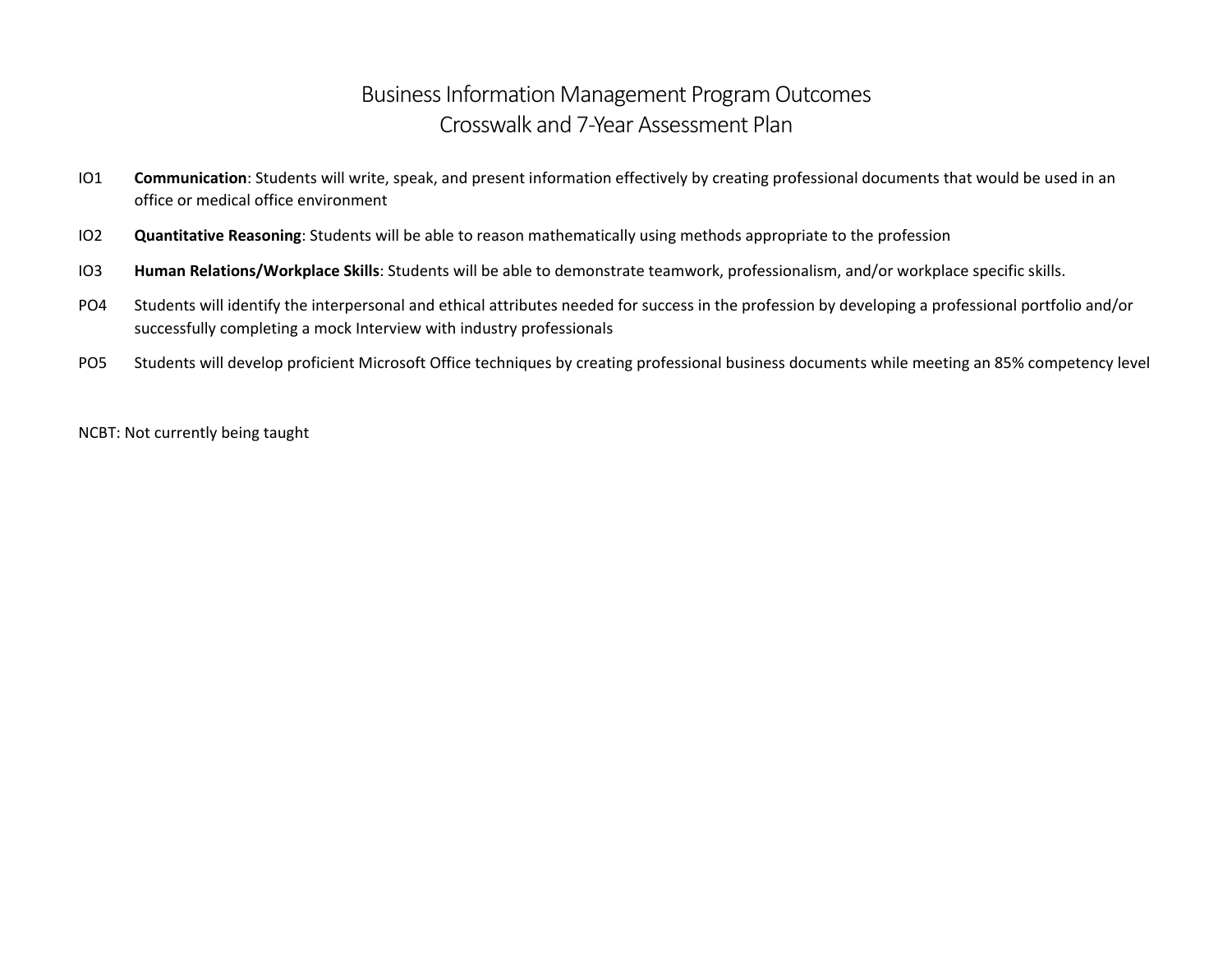# Business Information Management Program Outcomes
## Crosswalk and 7-Year Assessment Plan

IO1 **Communication**: Students will write, speak, and present information effectively by creating professional documents that would be used in an office or medical office environment

IO2 **Quantitative Reasoning**: Students will be able to reason mathematically using methods appropriate to the profession

IO3 **Human Relations/Workplace Skills**: Students will be able to demonstrate teamwork, professionalism, and/or workplace specific skills.

PO4 Students will identify the interpersonal and ethical attributes needed for success in the profession by developing a professional portfolio and/or successfully completing a mock Interview with industry professionals

PO5 Students will develop proficient Microsoft Office techniques by creating professional business documents while meeting an 85% competency level

NCBT: Not currently being taught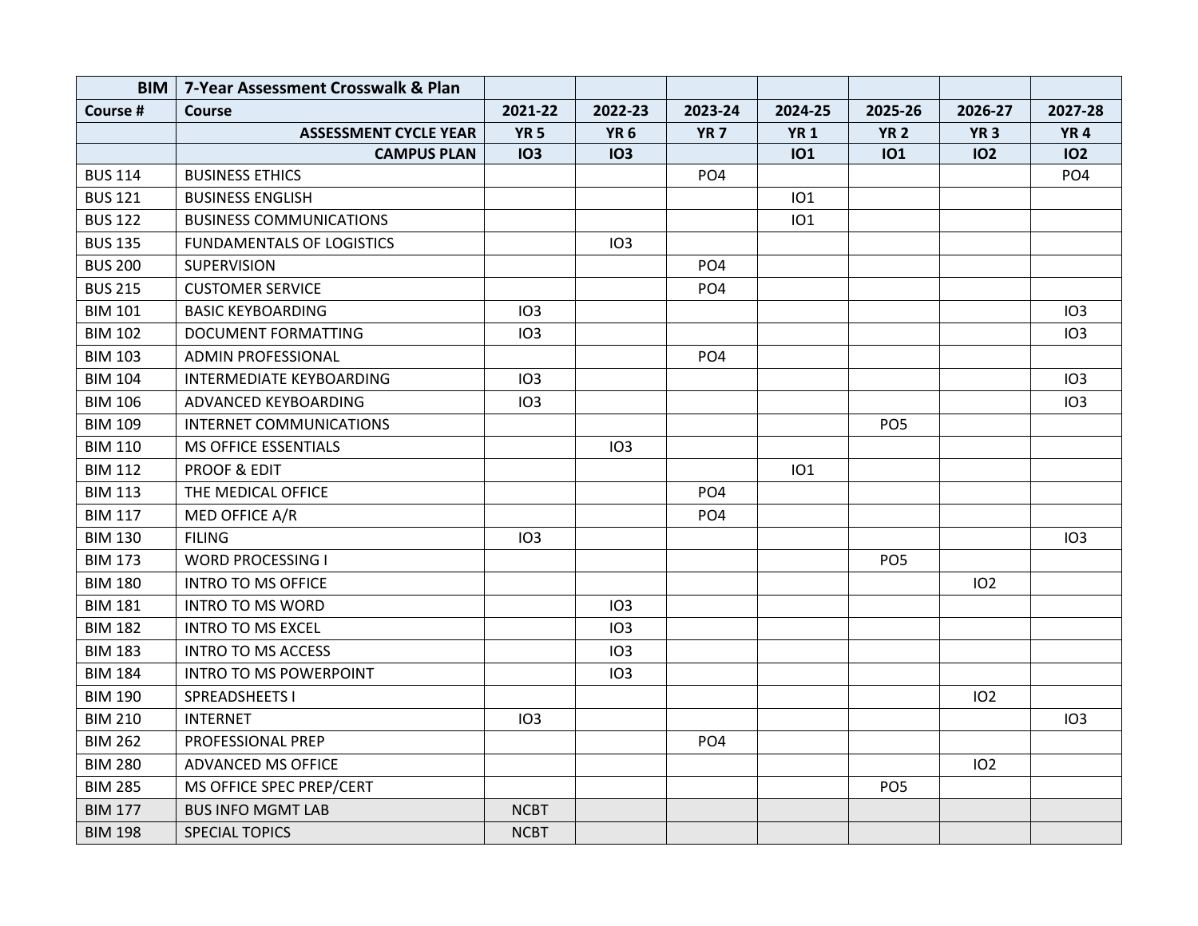| BIM | 7-Year Assessment Crosswalk & Plan | | | | | | | |
|---|---|---|---|---|---|---|---|---|
| **Course #** | **Course** | **2021-22** | **2022-23** | **2023-24** | **2024-25** | **2025-26** | **2026-27** | **2027-28** |
| | **ASSESSMENT CYCLE YEAR** | **YR 5** | **YR 6** | **YR 7** | **YR 1** | **YR 2** | **YR 3** | **YR 4** |
| | **CAMPUS PLAN** | **IO3** | **IO3** | | **IO1** | **IO1** | **IO2** | **IO2** |
| BUS 114 | BUSINESS ETHICS | | | PO4 | | | | PO4 |
| BUS 121 | BUSINESS ENGLISH | | | | IO1 | | | |
| BUS 122 | BUSINESS COMMUNICATIONS | | | | IO1 | | | |
| BUS 135 | FUNDAMENTALS OF LOGISTICS | | IO3 | | | | | |
| BUS 200 | SUPERVISION | | | PO4 | | | | |
| BUS 215 | CUSTOMER SERVICE | | | PO4 | | | | |
| BIM 101 | BASIC KEYBOARDING | IO3 | | | | | | IO3 |
| BIM 102 | DOCUMENT FORMATTING | IO3 | | | | | | IO3 |
| BIM 103 | ADMIN PROFESSIONAL | | | PO4 | | | | |
| BIM 104 | INTERMEDIATE KEYBOARDING | IO3 | | | | | | IO3 |
| BIM 106 | ADVANCED KEYBOARDING | IO3 | | | | | | IO3 |
| BIM 109 | INTERNET COMMUNICATIONS | | | | | PO5 | | |
| BIM 110 | MS OFFICE ESSENTIALS | | IO3 | | | | | |
| BIM 112 | PROOF & EDIT | | | | IO1 | | | |
| BIM 113 | THE MEDICAL OFFICE | | | PO4 | | | | |
| BIM 117 | MED OFFICE A/R | | | PO4 | | | | |
| BIM 130 | FILING | IO3 | | | | | | IO3 |
| BIM 173 | WORD PROCESSING I | | | | | PO5 | | |
| BIM 180 | INTRO TO MS OFFICE | | | | | | IO2 | |
| BIM 181 | INTRO TO MS WORD | | IO3 | | | | | |
| BIM 182 | INTRO TO MS EXCEL | | IO3 | | | | | |
| BIM 183 | INTRO TO MS ACCESS | | IO3 | | | | | |
| BIM 184 | INTRO TO MS POWERPOINT | | IO3 | | | | | |
| BIM 190 | SPREADSHEETS I | | | | | | IO2 | |
| BIM 210 | INTERNET | IO3 | | | | | | IO3 |
| BIM 262 | PROFESSIONAL PREP | | | PO4 | | | | |
| BIM 280 | ADVANCED MS OFFICE | | | | | | IO2 | |
| BIM 285 | MS OFFICE SPEC PREP/CERT | | | | | PO5 | | |
| BIM 177 | BUS INFO MGMT LAB | NCBT | | | | | | |
| BIM 198 | SPECIAL TOPICS | NCBT | | | | | | |